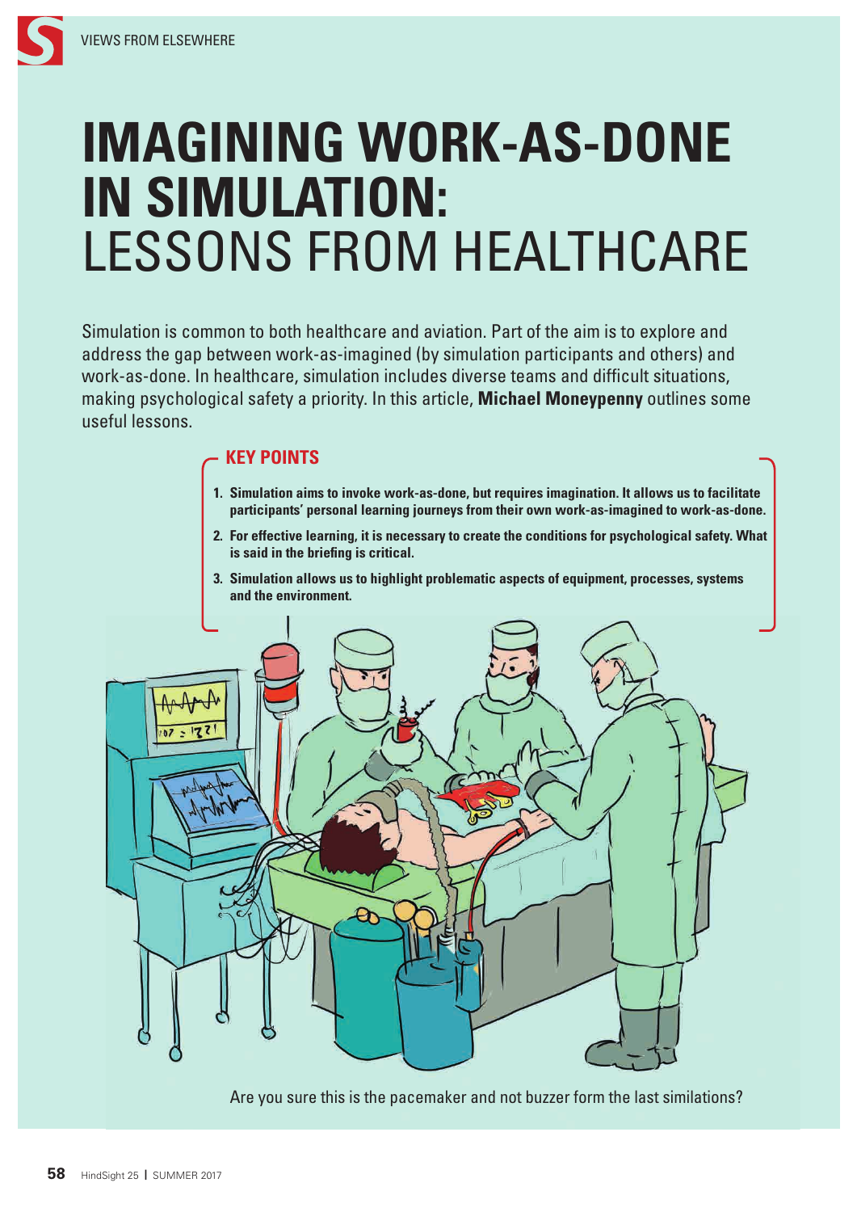# IMAGINING WORK-AS-DONE IN SIMULATION: LESSONS FROM HEALTHCARE

Simulation is common to both healthcare and aviation. Part of the aim is to explore and address the gap between work-as-imagined (by simulation participants and others) and work-as-done. In healthcare, simulation includes diverse teams and difficult situations, making psychological safety a priority. In this article, **Michael Moneypenny** outlines some useful lessons.

## KEY POINTS

1. **Simulation aims to invoke work-as-done, but requires imagination. It allows us to facilitate participants' personal learning journeys from their own work-as-imagined to work-as-done.**
2. **For effective learning, it is necessary to create the conditions for psychological safety. What is said in the briefing is critical.**
3. **Simulation allows us to highlight problematic aspects of equipment, processes, systems and the environment.**

Are you sure this is the pacemaker and not buzzer form the last similations?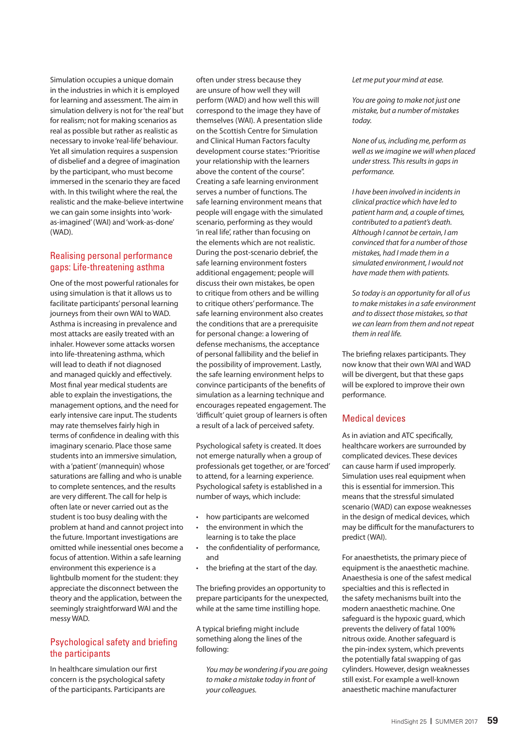Simulation occupies a unique domain in the industries in which it is employed for learning and assessment. The aim in simulation delivery is not for 'the real' but for realism; not for making scenarios as real as possible but rather as realistic as necessary to invoke 'real-life' behaviour. Yet all simulation requires a suspension of disbelief and a degree of imagination by the participant, who must become immersed in the scenario they are faced with. In this twilight where the real, the realistic and the make-believe intertwine we can gain some insights into 'work-as-imagined' (WAI) and 'work-as-done' (WAD).

## Realising personal performance gaps: Life-threatening asthma

One of the most powerful rationales for using simulation is that it allows us to facilitate participants' personal learning journeys from their own WAI to WAD. Asthma is increasing in prevalence and most attacks are easily treated with an inhaler. However some attacks worsen into life-threatening asthma, which will lead to death if not diagnosed and managed quickly and effectively. Most final year medical students are able to explain the investigations, the management options, and the need for early intensive care input. The students may rate themselves fairly high in terms of confidence in dealing with this imaginary scenario. Place those same students into an immersive simulation, with a 'patient' (mannequin) whose saturations are falling and who is unable to complete sentences, and the results are very different. The call for help is often late or never carried out as the student is too busy dealing with the problem at hand and cannot project into the future. Important investigations are omitted while inessential ones become a focus of attention. Within a safe learning environment this experience is a lightbulb moment for the student: they appreciate the disconnect between the theory and the application, between the seemingly straightforward WAI and the messy WAD.

## Psychological safety and briefing the participants

In healthcare simulation our first concern is the psychological safety of the participants. Participants are often under stress because they are unsure of how well they will perform (WAD) and how well this will correspond to the image they have of themselves (WAI). A presentation slide on the Scottish Centre for Simulation and Clinical Human Factors faculty development course states: "Prioritise your relationship with the learners above the content of the course". Creating a safe learning environment serves a number of functions. The safe learning environment means that people will engage with the simulated scenario, performing as they would 'in real life', rather than focusing on the elements which are not realistic. During the post-scenario debrief, the safe learning environment fosters additional engagement; people will discuss their own mistakes, be open to critique from others and be willing to critique others' performance. The safe learning environment also creates the conditions that are a prerequisite for personal change: a lowering of defense mechanisms, the acceptance of personal fallibility and the belief in the possibility of improvement. Lastly, the safe learning environment helps to convince participants of the benefits of simulation as a learning technique and encourages repeated engagement. The 'difficult' quiet group of learners is often a result of a lack of perceived safety.

Psychological safety is created. It does not emerge naturally when a group of professionals get together, or are 'forced' to attend, for a learning experience. Psychological safety is established in a number of ways, which include:

- how participants are welcomed
- the environment in which the learning is to take the place
- the confidentiality of performance, and
- the briefing at the start of the day.

The briefing provides an opportunity to prepare participants for the unexpected, while at the same time instilling hope.

A typical briefing might include something along the lines of the following:

*You may be wondering if you are going to make a mistake today in front of your colleagues.*

*Let me put your mind at ease.*

*You are going to make not just one mistake, but a number of mistakes today.*

*None of us, including me, perform as well as we imagine we will when placed under stress. This results in gaps in performance.*

*I have been involved in incidents in clinical practice which have led to patient harm and, a couple of times, contributed to a patient's death. Although I cannot be certain, I am convinced that for a number of those mistakes, had I made them in a simulated environment, I would not have made them with patients.*

*So today is an opportunity for all of us to make mistakes in a safe environment and to dissect those mistakes, so that we can learn from them and not repeat them in real life.*

The briefing relaxes participants. They now know that their own WAI and WAD will be divergent, but that these gaps will be explored to improve their own performance.

## Medical devices

As in aviation and ATC specifically, healthcare workers are surrounded by complicated devices. These devices can cause harm if used improperly. Simulation uses real equipment when this is essential for immersion. This means that the stressful simulated scenario (WAD) can expose weaknesses in the design of medical devices, which may be difficult for the manufacturers to predict (WAI).

For anaesthetists, the primary piece of equipment is the anaesthetic machine. Anaesthesia is one of the safest medical specialties and this is reflected in the safety mechanisms built into the modern anaesthetic machine. One safeguard is the hypoxic guard, which prevents the delivery of fatal 100% nitrous oxide. Another safeguard is the pin-index system, which prevents the potentially fatal swapping of gas cylinders. However, design weaknesses still exist. For example a well-known anaesthetic machine manufacturer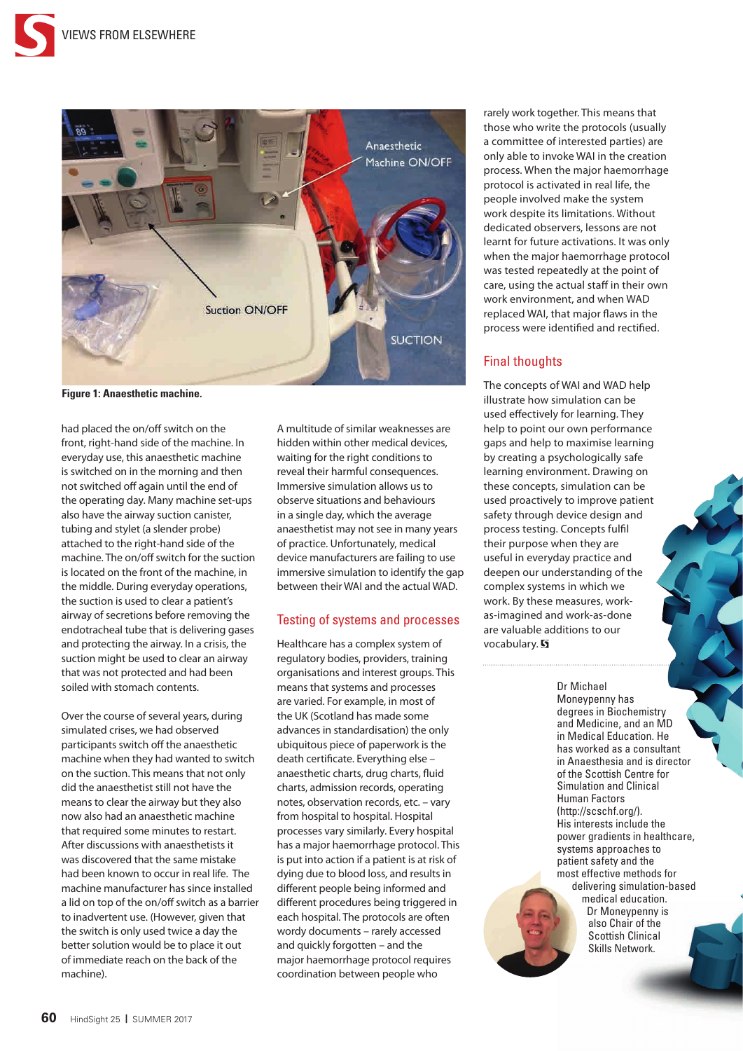Anaesthetic Machine ON/OFF

Suction ON/OFF

SUCTION

**Figure 1: Anaesthetic machine.**

had placed the on/off switch on the front, right-hand side of the machine. In everyday use, this anaesthetic machine is switched on in the morning and then not switched off again until the end of the operating day. Many machine set-ups also have the airway suction canister, tubing and stylet (a slender probe) attached to the right-hand side of the machine. The on/off switch for the suction is located on the front of the machine, in the middle. During everyday operations, the suction is used to clear a patient's airway of secretions before removing the endotracheal tube that is delivering gases and protecting the airway. In a crisis, the suction might be used to clear an airway that was not protected and had been soiled with stomach contents.

Over the course of several years, during simulated crises, we had observed participants switch off the anaesthetic machine when they had wanted to switch on the suction. This means that not only did the anaesthetist still not have the means to clear the airway but they also now also had an anaesthetic machine that required some minutes to restart. After discussions with anaesthetists it was discovered that the same mistake had been known to occur in real life. The machine manufacturer has since installed a lid on top of the on/off switch as a barrier to inadvertent use. (However, given that the switch is only used twice a day the better solution would be to place it out of immediate reach on the back of the machine).

A multitude of similar weaknesses are hidden within other medical devices, waiting for the right conditions to reveal their harmful consequences. Immersive simulation allows us to observe situations and behaviours in a single day, which the average anaesthetist may not see in many years of practice. Unfortunately, medical device manufacturers are failing to use immersive simulation to identify the gap between their WAI and the actual WAD.

## Testing of systems and processes

Healthcare has a complex system of regulatory bodies, providers, training organisations and interest groups. This means that systems and processes are varied. For example, in most of the UK (Scotland has made some advances in standardisation) the only ubiquitous piece of paperwork is the death certificate. Everything else – anaesthetic charts, drug charts, fluid charts, admission records, operating notes, observation records, etc. – vary from hospital to hospital. Hospital processes vary similarly. Every hospital has a major haemorrhage protocol. This is put into action if a patient is at risk of dying due to blood loss, and results in different people being informed and different procedures being triggered in each hospital. The protocols are often wordy documents – rarely accessed and quickly forgotten – and the major haemorrhage protocol requires coordination between people who rarely work together. This means that those who write the protocols (usually a committee of interested parties) are only able to invoke WAI in the creation process. When the major haemorrhage protocol is activated in real life, the people involved make the system work despite its limitations. Without dedicated observers, lessons are not learnt for future activations. It was only when the major haemorrhage protocol was tested repeatedly at the point of care, using the actual staff in their own work environment, and when WAD replaced WAI, that major flaws in the process were identified and rectified.

## Final thoughts

The concepts of WAI and WAD help illustrate how simulation can be used effectively for learning. They help to point our own performance gaps and help to maximise learning by creating a psychologically safe learning environment. Drawing on these concepts, simulation can be used proactively to improve patient safety through device design and process testing. Concepts fulfil their purpose when they are useful in everyday practice and deepen our understanding of the complex systems in which we work. By these measures, work-as-imagined and work-as-done are valuable additions to our vocabulary.

Dr Michael Moneypenny has degrees in Biochemistry and Medicine, and an MD in Medical Education. He has worked as a consultant in Anaesthesia and is director of the Scottish Centre for Simulation and Clinical Human Factors (http://scschf.org/). His interests include the power gradients in healthcare, systems approaches to patient safety and the most effective methods for delivering simulation-based medical education. Dr Moneypenny is also Chair of the Scottish Clinical Skills Network.